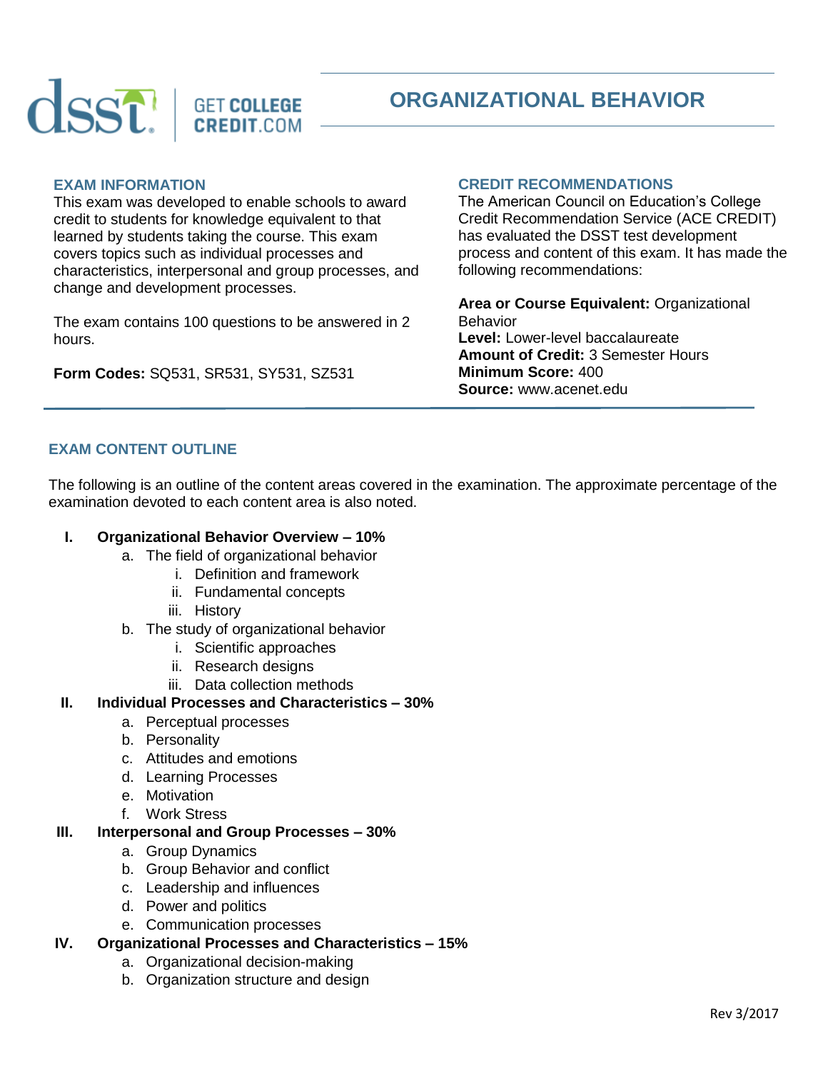# ORGANIZATIONAL BEHAVIOR

## EXAM INFORMATION

This exam was developed to enable schools to award credit to students for knowledge equivalent to that learned by students taking the course. This exam covers topics such as individual processes and characteristics, interpersonal and group processes, and change and development processes.

The exam contains 100 questions to be answered in 2 hours.

**Form Codes:** SQ531, SR531, SY531, SZ531

## CREDIT RECOMMENDATIONS

The American Council on Education's College Credit Recommendation Service (ACE CREDIT) has evaluated the DSST test development process and content of this exam. It has made the following recommendations:

**Area or Course Equivalent:** Organizational Behavior
**Level:** Lower-level baccalaureate
**Amount of Credit:** 3 Semester Hours
**Minimum Score:** 400
**Source:** www.acenet.edu

## EXAM CONTENT OUTLINE

The following is an outline of the content areas covered in the examination. The approximate percentage of the examination devoted to each content area is also noted.

- **I. Organizational Behavior Overview – 10%**
  - a. The field of organizational behavior
    - i. Definition and framework
    - ii. Fundamental concepts
    - iii. History
  - b. The study of organizational behavior
    - i. Scientific approaches
    - ii. Research designs
    - iii. Data collection methods
- **II. Individual Processes and Characteristics – 30%**
  - a. Perceptual processes
  - b. Personality
  - c. Attitudes and emotions
  - d. Learning Processes
  - e. Motivation
  - f. Work Stress
- **III. Interpersonal and Group Processes – 30%**
  - a. Group Dynamics
  - b. Group Behavior and conflict
  - c. Leadership and influences
  - d. Power and politics
  - e. Communication processes
- **IV. Organizational Processes and Characteristics – 15%**
  - a. Organizational decision-making
  - b. Organization structure and design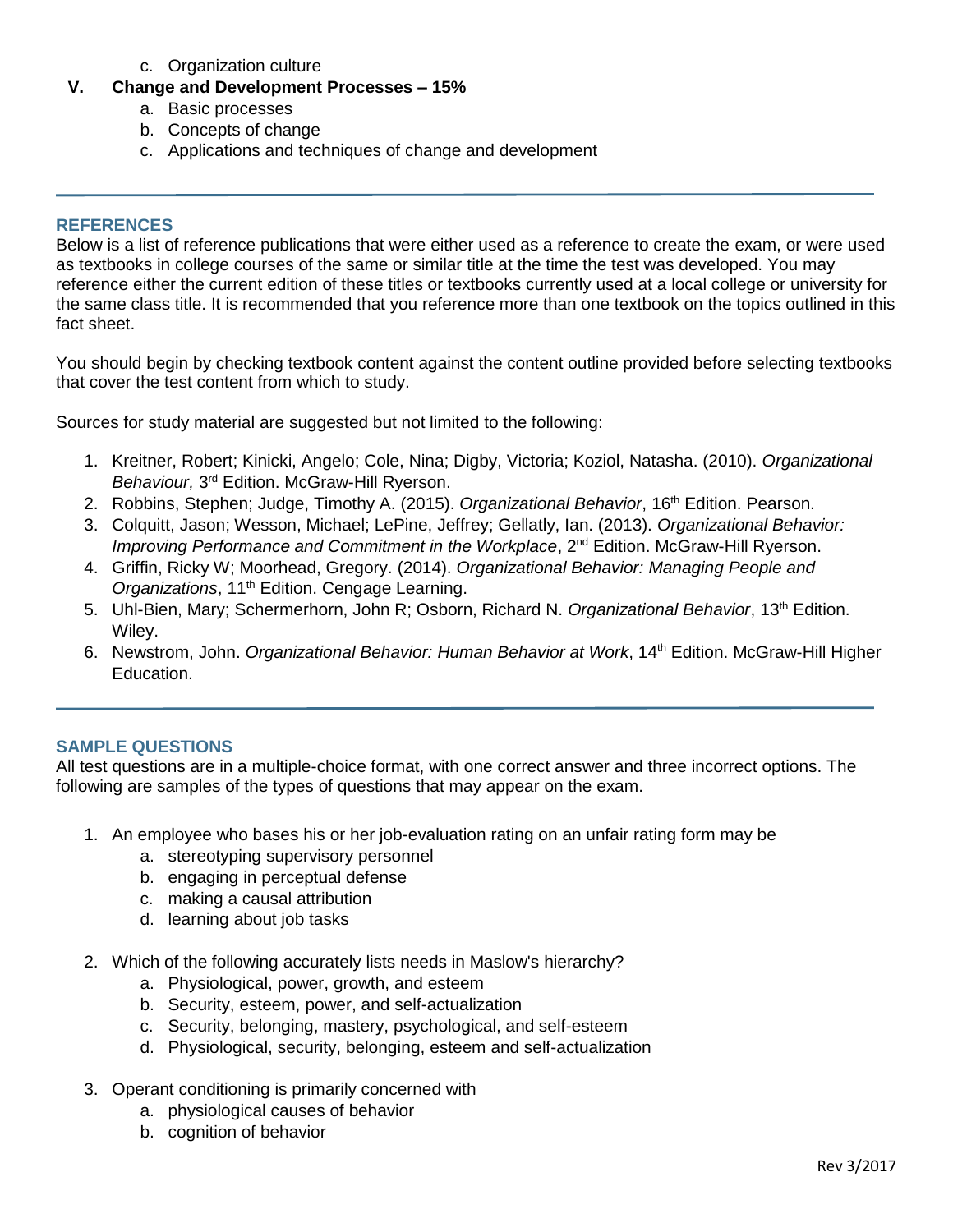c. Organization culture

**V. Change and Development Processes – 15%**

a. Basic processes
b. Concepts of change
c. Applications and techniques of change and development

## REFERENCES

Below is a list of reference publications that were either used as a reference to create the exam, or were used as textbooks in college courses of the same or similar title at the time the test was developed. You may reference either the current edition of these titles or textbooks currently used at a local college or university for the same class title. It is recommended that you reference more than one textbook on the topics outlined in this fact sheet.

You should begin by checking textbook content against the content outline provided before selecting textbooks that cover the test content from which to study.

Sources for study material are suggested but not limited to the following:

1. Kreitner, Robert; Kinicki, Angelo; Cole, Nina; Digby, Victoria; Koziol, Natasha. (2010). *Organizational Behaviour,* 3rd Edition. McGraw-Hill Ryerson.
2. Robbins, Stephen; Judge, Timothy A. (2015). *Organizational Behavior*, 16th Edition. Pearson.
3. Colquitt, Jason; Wesson, Michael; LePine, Jeffrey; Gellatly, Ian. (2013). *Organizational Behavior: Improving Performance and Commitment in the Workplace*, 2nd Edition. McGraw-Hill Ryerson.
4. Griffin, Ricky W; Moorhead, Gregory. (2014). *Organizational Behavior: Managing People and Organizations*, 11th Edition. Cengage Learning.
5. Uhl-Bien, Mary; Schermerhorn, John R; Osborn, Richard N. *Organizational Behavior*, 13th Edition. Wiley.
6. Newstrom, John. *Organizational Behavior: Human Behavior at Work*, 14th Edition. McGraw-Hill Higher Education.

## SAMPLE QUESTIONS

All test questions are in a multiple-choice format, with one correct answer and three incorrect options. The following are samples of the types of questions that may appear on the exam.

1. An employee who bases his or her job-evaluation rating on an unfair rating form may be
   a. stereotyping supervisory personnel
   b. engaging in perceptual defense
   c. making a causal attribution
   d. learning about job tasks

2. Which of the following accurately lists needs in Maslow's hierarchy?
   a. Physiological, power, growth, and esteem
   b. Security, esteem, power, and self-actualization
   c. Security, belonging, mastery, psychological, and self-esteem
   d. Physiological, security, belonging, esteem and self-actualization

3. Operant conditioning is primarily concerned with
   a. physiological causes of behavior
   b. cognition of behavior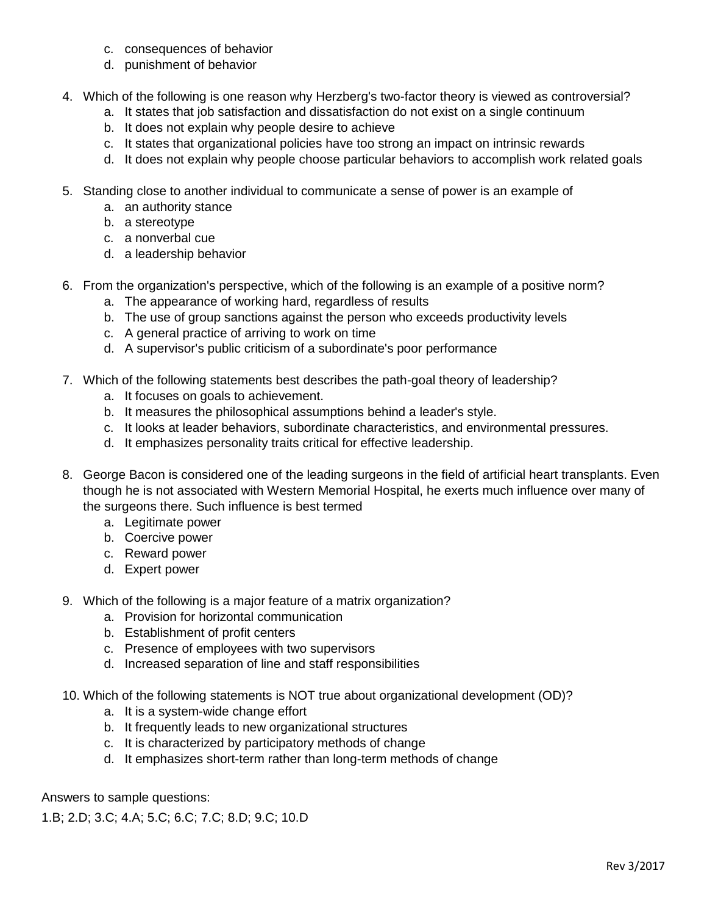c. consequences of behavior
d. punishment of behavior

4. Which of the following is one reason why Herzberg's two-factor theory is viewed as controversial?
    a. It states that job satisfaction and dissatisfaction do not exist on a single continuum
    b. It does not explain why people desire to achieve
    c. It states that organizational policies have too strong an impact on intrinsic rewards
    d. It does not explain why people choose particular behaviors to accomplish work related goals

5. Standing close to another individual to communicate a sense of power is an example of
    a. an authority stance
    b. a stereotype
    c. a nonverbal cue
    d. a leadership behavior

6. From the organization's perspective, which of the following is an example of a positive norm?
    a. The appearance of working hard, regardless of results
    b. The use of group sanctions against the person who exceeds productivity levels
    c. A general practice of arriving to work on time
    d. A supervisor's public criticism of a subordinate's poor performance

7. Which of the following statements best describes the path-goal theory of leadership?
    a. It focuses on goals to achievement.
    b. It measures the philosophical assumptions behind a leader's style.
    c. It looks at leader behaviors, subordinate characteristics, and environmental pressures.
    d. It emphasizes personality traits critical for effective leadership.

8. George Bacon is considered one of the leading surgeons in the field of artificial heart transplants. Even though he is not associated with Western Memorial Hospital, he exerts much influence over many of the surgeons there. Such influence is best termed
    a. Legitimate power
    b. Coercive power
    c. Reward power
    d. Expert power

9. Which of the following is a major feature of a matrix organization?
    a. Provision for horizontal communication
    b. Establishment of profit centers
    c. Presence of employees with two supervisors
    d. Increased separation of line and staff responsibilities

10. Which of the following statements is NOT true about organizational development (OD)?
    a. It is a system-wide change effort
    b. It frequently leads to new organizational structures
    c. It is characterized by participatory methods of change
    d. It emphasizes short-term rather than long-term methods of change

Answers to sample questions:

1.B; 2.D; 3.C; 4.A; 5.C; 6.C; 7.C; 8.D; 9.C; 10.D

Rev 3/2017